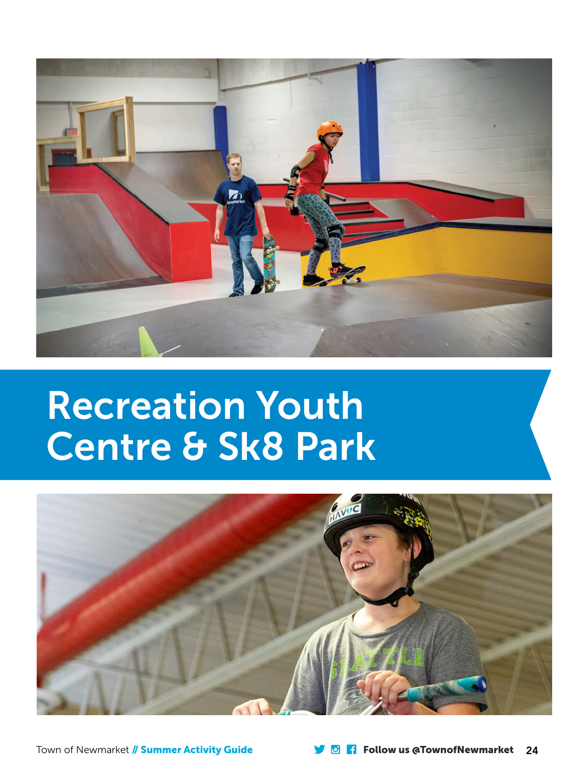# Recreation Youth Centre & Sk8 Park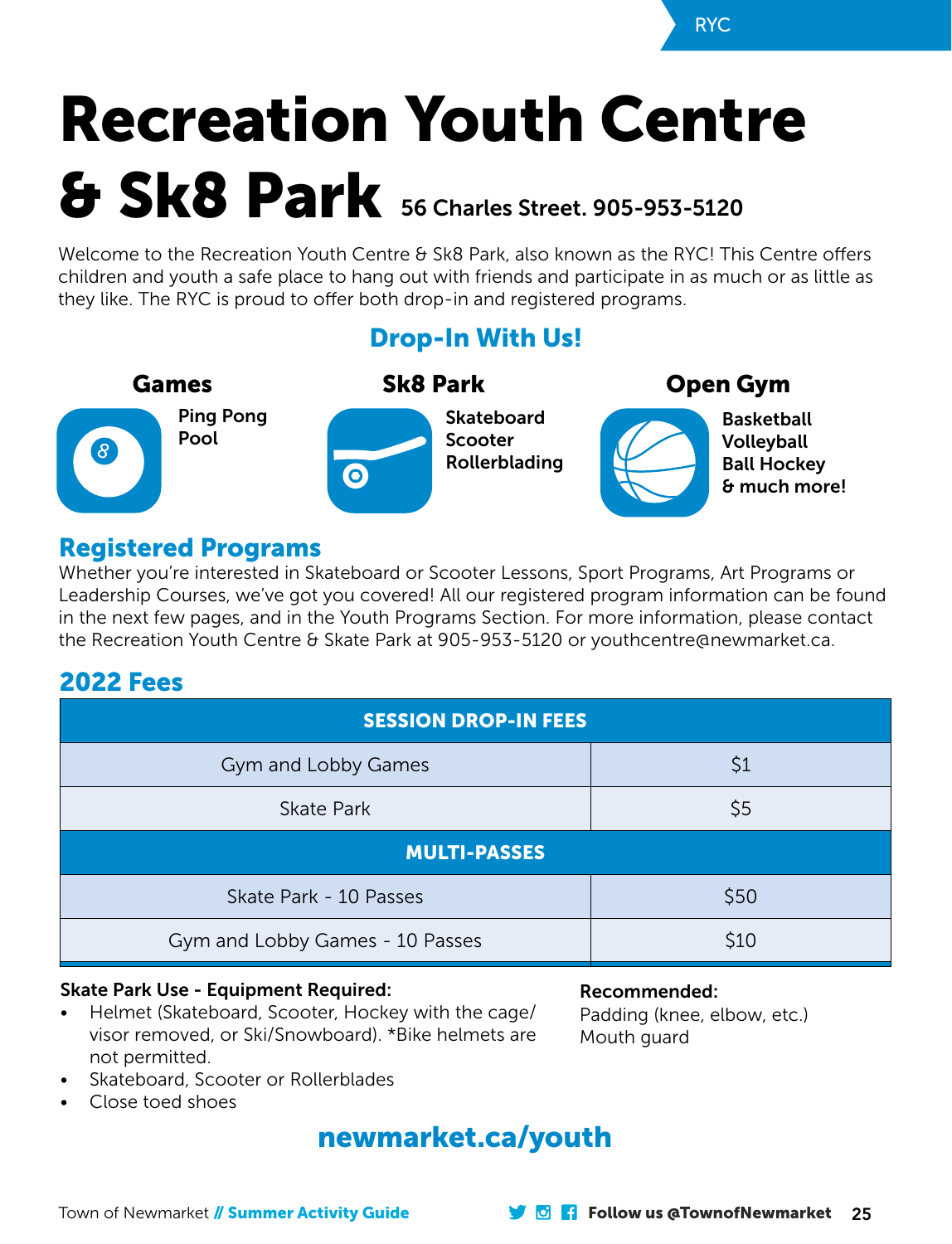# Recreation Youth Centre & Sk8 Park

**56 Charles Street. 905-953-5120**

Welcome to the Recreation Youth Centre & Sk8 Park, also known as the RYC! This Centre offers children and youth a safe place to hang out with friends and participate in as much or as little as they like. The RYC is proud to offer both drop-in and registered programs.

## Drop-In With Us!

### Games

Ping Pong
Pool

### Sk8 Park

Skateboard
Scooter
Rollerblading

### Open Gym

Basketball
Volleyball
Ball Hockey
& much more!

## Registered Programs

Whether you're interested in Skateboard or Scooter Lessons, Sport Programs, Art Programs or Leadership Courses, we've got you covered! All our registered program information can be found in the next few pages, and in the Youth Programs Section. For more information, please contact the Recreation Youth Centre & Skate Park at 905-953-5120 or youthcentre@newmarket.ca.

## 2022 Fees

| SESSION DROP-IN FEES | |
|---|---|
| Gym and Lobby Games | $1 |
| Skate Park | $5 |
| **MULTI-PASSES** | |
| Skate Park - 10 Passes | $50 |
| Gym and Lobby Games - 10 Passes | $10 |

**Skate Park Use - Equipment Required:**

- Helmet (Skateboard, Scooter, Hockey with the cage/visor removed, or Ski/Snowboard). *Bike helmets are not permitted.
- Skateboard, Scooter or Rollerblades
- Close toed shoes

**Recommended:**

Padding (knee, elbow, etc.)
Mouth guard

**newmarket.ca/youth**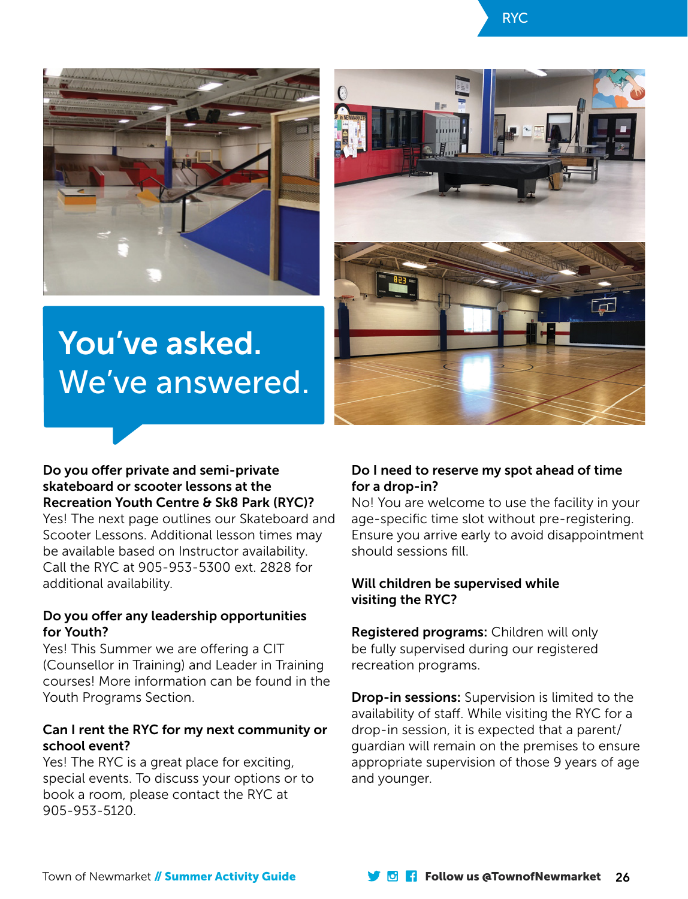# You've asked. We've answered.

**Do you offer private and semi-private skateboard or scooter lessons at the Recreation Youth Centre & Sk8 Park (RYC)?**
Yes! The next page outlines our Skateboard and Scooter Lessons. Additional lesson times may be available based on Instructor availability. Call the RYC at 905-953-5300 ext. 2828 for additional availability.

**Do you offer any leadership opportunities for Youth?**
Yes! This Summer we are offering a CIT (Counsellor in Training) and Leader in Training courses! More information can be found in the Youth Programs Section.

**Can I rent the RYC for my next community or school event?**
Yes! The RYC is a great place for exciting, special events. To discuss your options or to book a room, please contact the RYC at 905-953-5120.

**Do I need to reserve my spot ahead of time for a drop-in?**
No! You are welcome to use the facility in your age-specific time slot without pre-registering. Ensure you arrive early to avoid disappointment should sessions fill.

**Will children be supervised while visiting the RYC?**

**Registered programs:** Children will only be fully supervised during our registered recreation programs.

**Drop-in sessions:** Supervision is limited to the availability of staff. While visiting the RYC for a drop-in session, it is expected that a parent/guardian will remain on the premises to ensure appropriate supervision of those 9 years of age and younger.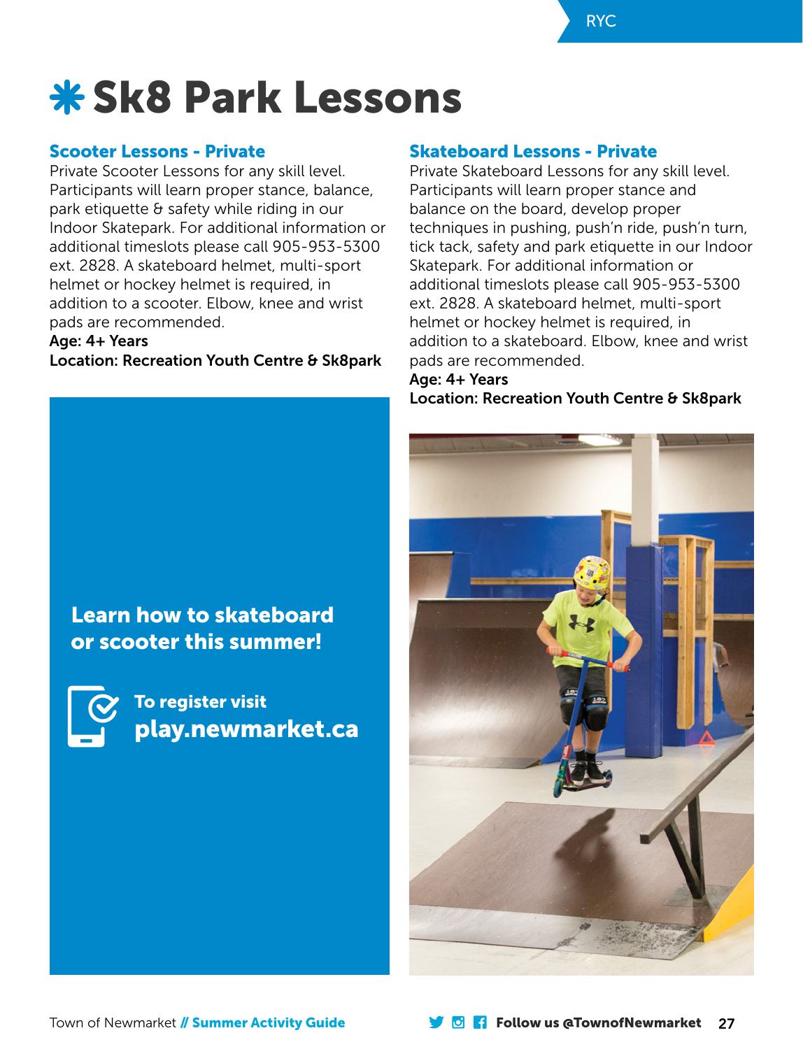# * Sk8 Park Lessons

### Scooter Lessons - Private

Private Scooter Lessons for any skill level. Participants will learn proper stance, balance, park etiquette & safety while riding in our Indoor Skatepark. For additional information or additional timeslots please call 905-953-5300 ext. 2828. A skateboard helmet, multi-sport helmet or hockey helmet is required, in addition to a scooter. Elbow, knee and wrist pads are recommended.

**Age: 4+ Years**

**Location: Recreation Youth Centre & Sk8park**

### Skateboard Lessons - Private

Private Skateboard Lessons for any skill level. Participants will learn proper stance and balance on the board, develop proper techniques in pushing, push'n ride, push'n turn, tick tack, safety and park etiquette in our Indoor Skatepark. For additional information or additional timeslots please call 905-953-5300 ext. 2828. A skateboard helmet, multi-sport helmet or hockey helmet is required, in addition to a skateboard. Elbow, knee and wrist pads are recommended.

**Age: 4+ Years**

**Location: Recreation Youth Centre & Sk8park**

**Learn how to skateboard or scooter this summer!**

**To register visit**
**play.newmarket.ca**